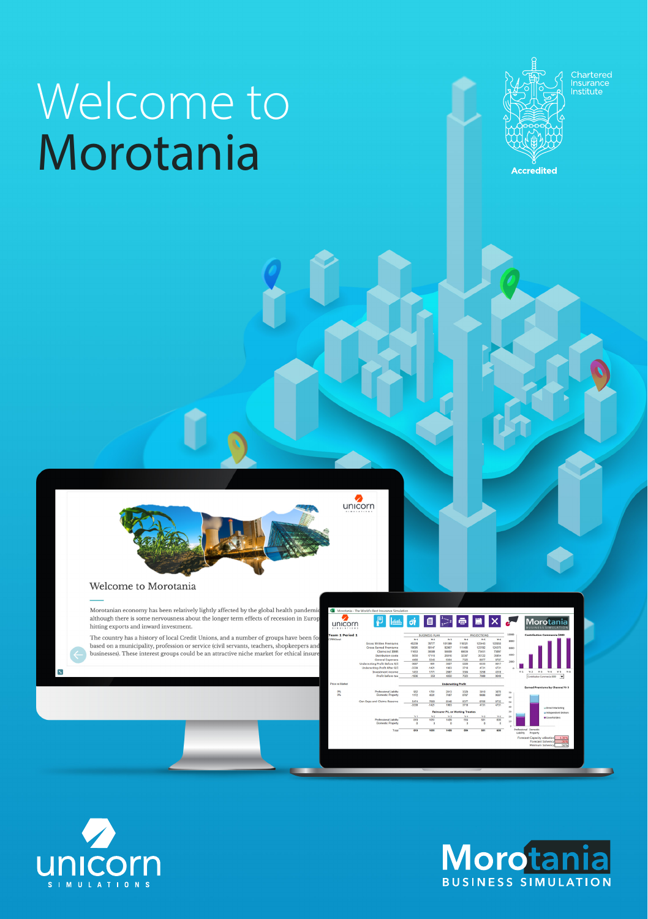# Welcome to Morotania

Chartered Insurance Institute

Accredited

unicorn SIMULATIONS

Morotania BUSINESS SIMULATION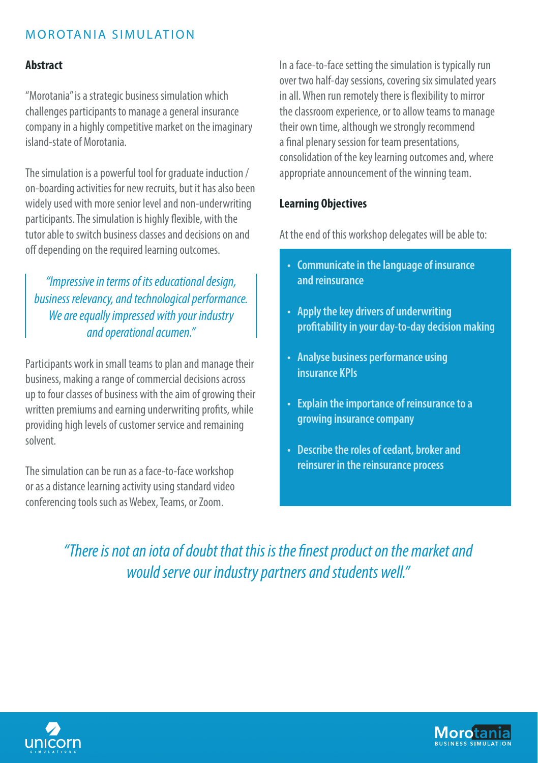MOROTANIA SIMULATION

## Abstract

"Morotania" is a strategic business simulation which challenges participants to manage a general insurance company in a highly competitive market on the imaginary island-state of Morotania.

The simulation is a powerful tool for graduate induction / on-boarding activities for new recruits, but it has also been widely used with more senior level and non-underwriting participants. The simulation is highly flexible, with the tutor able to switch business classes and decisions on and off depending on the required learning outcomes.

> *"Impressive in terms of its educational design, business relevancy, and technological performance. We are equally impressed with your industry and operational acumen."*

Participants work in small teams to plan and manage their business, making a range of commercial decisions across up to four classes of business with the aim of growing their written premiums and earning underwriting profits, while providing high levels of customer service and remaining solvent.

The simulation can be run as a face-to-face workshop or as a distance learning activity using standard video conferencing tools such as Webex, Teams, or Zoom.

In a face-to-face setting the simulation is typically run over two half-day sessions, covering six simulated years in all. When run remotely there is flexibility to mirror the classroom experience, or to allow teams to manage their own time, although we strongly recommend a final plenary session for team presentations, consolidation of the key learning outcomes and, where appropriate announcement of the winning team.

## Learning Objectives

At the end of this workshop delegates will be able to:

- **Communicate in the language of insurance and reinsurance**
- **Apply the key drivers of underwriting profitability in your day-to-day decision making**
- **Analyse business performance using insurance KPIs**
- **Explain the importance of reinsurance to a growing insurance company**
- **Describe the roles of cedant, broker and reinsurer in the reinsurance process**

> *"There is not an iota of doubt that this is the finest product on the market and would serve our industry partners and students well."*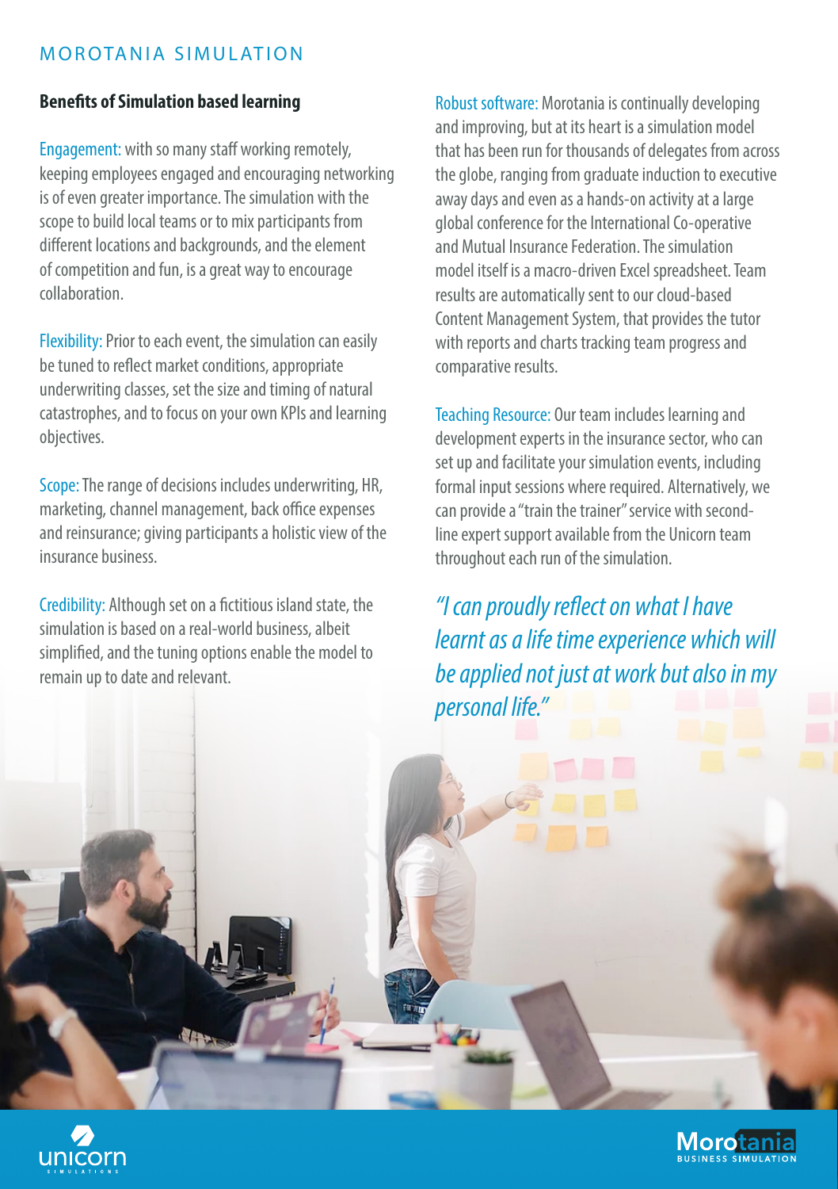## Benefits of Simulation based learning

Engagement: with so many staff working remotely, keeping employees engaged and encouraging networking is of even greater importance. The simulation with the scope to build local teams or to mix participants from different locations and backgrounds, and the element of competition and fun, is a great way to encourage collaboration.

Flexibility: Prior to each event, the simulation can easily be tuned to reflect market conditions, appropriate underwriting classes, set the size and timing of natural catastrophes, and to focus on your own KPIs and learning objectives.

Scope: The range of decisions includes underwriting, HR, marketing, channel management, back office expenses and reinsurance; giving participants a holistic view of the insurance business.

Credibility: Although set on a fictitious island state, the simulation is based on a real-world business, albeit simplified, and the tuning options enable the model to remain up to date and relevant.

Robust software: Morotania is continually developing and improving, but at its heart is a simulation model that has been run for thousands of delegates from across the globe, ranging from graduate induction to executive away days and even as a hands-on activity at a large global conference for the International Co-operative and Mutual Insurance Federation. The simulation model itself is a macro-driven Excel spreadsheet. Team results are automatically sent to our cloud-based Content Management System, that provides the tutor with reports and charts tracking team progress and comparative results.

Teaching Resource: Our team includes learning and development experts in the insurance sector, who can set up and facilitate your simulation events, including formal input sessions where required. Alternatively, we can provide a "train the trainer" service with second-line expert support available from the Unicorn team throughout each run of the simulation.

*"I can proudly reflect on what I have learnt as a life time experience which will be applied not just at work but also in my personal life."*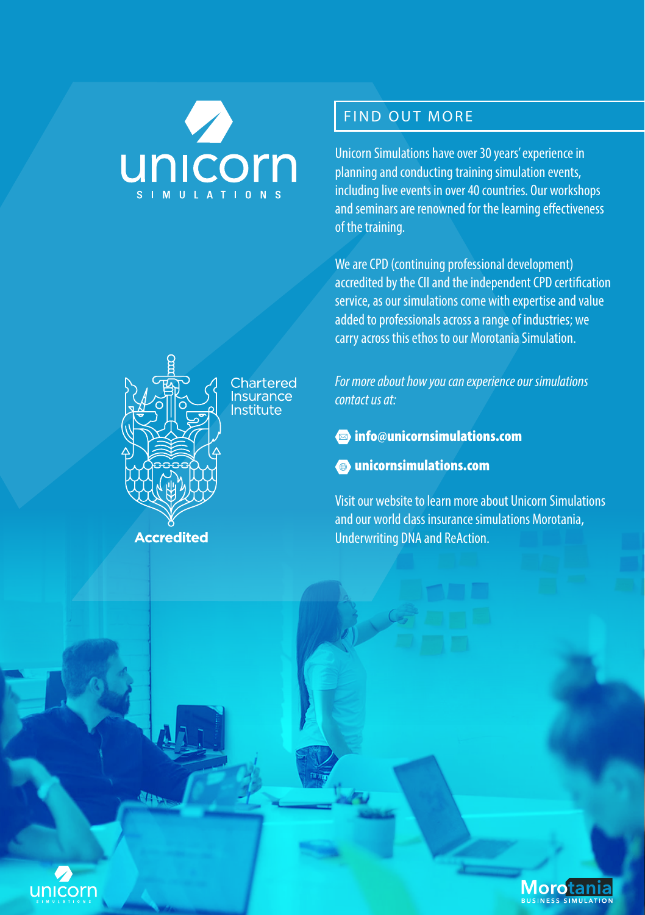unicorn

SIMULATIONS

## FIND OUT MORE

Unicorn Simulations have over 30 years' experience in planning and conducting training simulation events, including live events in over 40 countries. Our workshops and seminars are renowned for the learning effectiveness of the training.

We are CPD (continuing professional development) accredited by the CII and the independent CPD certification service, as our simulations come with expertise and value added to professionals across a range of industries; we carry across this ethos to our Morotania Simulation.

*For more about how you can experience our simulations contact us at:*

**info@unicornsimulations.com**

**unicornsimulations.com**

Visit our website to learn more about Unicorn Simulations and our world class insurance simulations Morotania, Underwriting DNA and ReAction.

Chartered Insurance Institute

**Accredited**

unicorn SIMULATIONS

Morotania BUSINESS SIMULATION